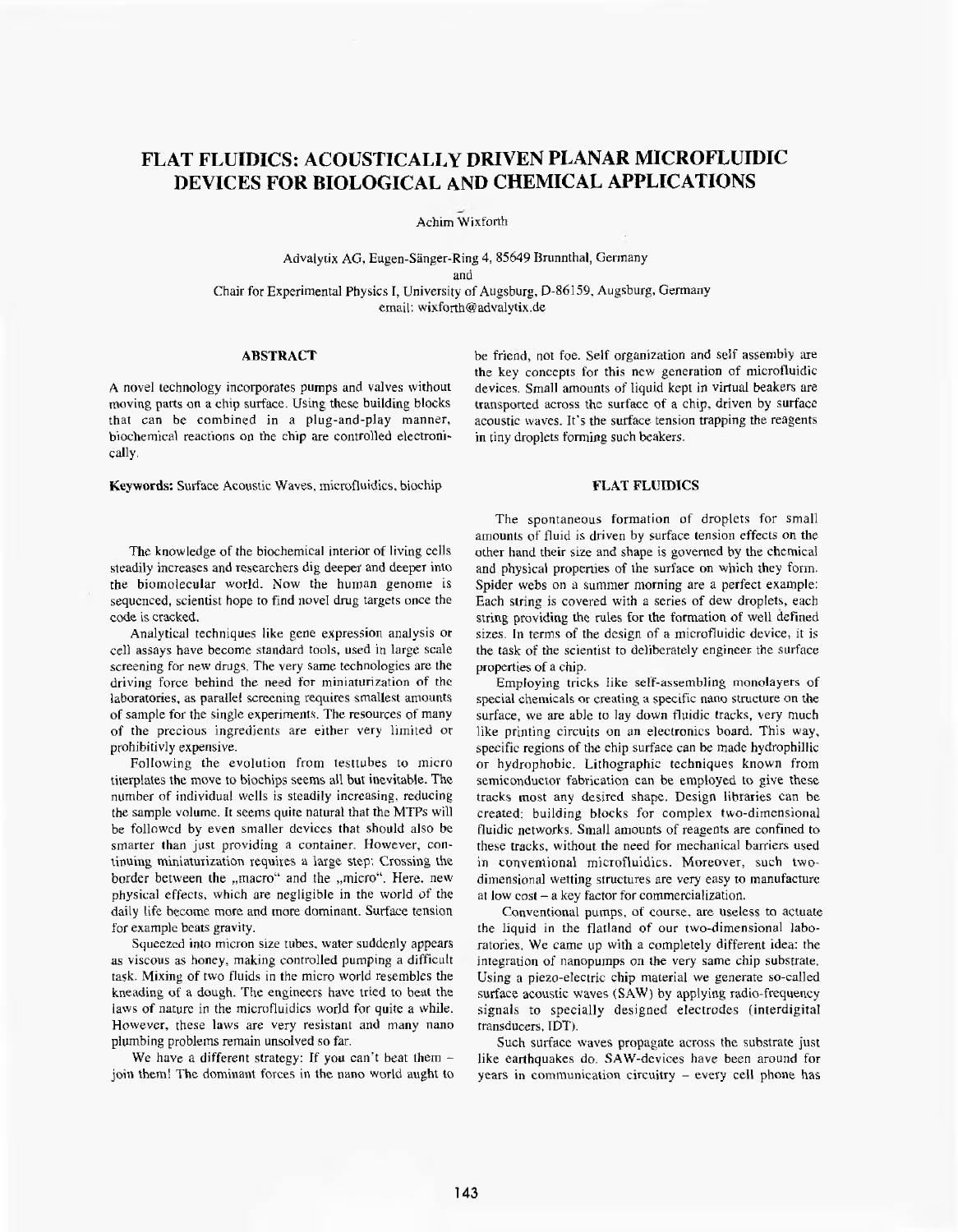# FLAT FLUIDICS: ACOUSTICALLY DRIVEN PLANAR MICROFLUIDIC DEVICES FOR BIOLOGICAL AND CHEMICAL APPLICATIONS

Achim Wixforth

Advalytix AG, Eugen-Sänger-Ring 4, 85649 Brunnthal, Germany
and
Chair for Experimental Physics I, University of Augsburg, D-86159, Augsburg, Germany
email: wixforth@advalytix.de

## ABSTRACT

A novel technology incorporates pumps and valves without moving parts on a chip surface. Using these building blocks that can be combined in a plug-and-play manner, biochemical reactions on the chip are controlled electronically.

**Keywords:** Surface Acoustic Waves, microfluidics, biochip

The knowledge of the biochemical interior of living cells steadily increases and researchers dig deeper and deeper into the biomolecular world. Now the human genome is sequenced, scientist hope to find novel drug targets once the code is cracked.

Analytical techniques like gene expression analysis or cell assays have become standard tools, used in large scale screening for new drugs. The very same technologies are the driving force behind the need for miniaturization of the laboratories, as parallel screening requires smallest amounts of sample for the single experiments. The resources of many of the precious ingredients are either very limited or prohibitivly expensive.

Following the evolution from testtubes to micro titerplates the move to biochips seems all but inevitable. The number of individual wells is steadily increasing, reducing the sample volume. It seems quite natural that the MTPs will be followed by even smaller devices that should also be smarter than just providing a container. However, continuing miniaturization requires a large step: Crossing the border between the „macro" and the „micro". Here, new physical effects, which are negligible in the world of the daily life become more and more dominant. Surface tension for example beats gravity.

Squeezed into micron size tubes, water suddenly appears as viscous as honey, making controlled pumping a difficult task. Mixing of two fluids in the micro world resembles the kneading of a dough. The engineers have tried to beat the laws of nature in the microfluidics world for quite a while. However, these laws are very resistant and many nano plumbing problems remain unsolved so far.

We have a different strategy: If you can't beat them – join them! The dominant forces in the nano world aught to be friend, not foe. Self organization and self assembly are the key concepts for this new generation of microfluidic devices. Small amounts of liquid kept in virtual beakers are transported across the surface of a chip, driven by surface acoustic waves. It's the surface tension trapping the reagents in tiny droplets forming such beakers.

## FLAT FLUIDICS

The spontaneous formation of droplets for small amounts of fluid is driven by surface tension effects on the other hand their size and shape is governed by the chemical and physical properties of the surface on which they form. Spider webs on a summer morning are a perfect example: Each string is covered with a series of dew droplets, each string providing the rules for the formation of well defined sizes. In terms of the design of a microfluidic device, it is the task of the scientist to deliberately engineer the surface properties of a chip.

Employing tricks like self-assembling monolayers of special chemicals or creating a specific nano structure on the surface, we are able to lay down fluidic tracks, very much like printing circuits on an electronics board. This way, specific regions of the chip surface can be made hydrophillic or hydrophobic. Lithographic techniques known from semiconductor fabrication can be employed to give these tracks most any desired shape. Design libraries can be created: building blocks for complex two-dimensional fluidic networks. Small amounts of reagents are confined to these tracks, without the need for mechanical barriers used in conventional microfluidics. Moreover, such two-dimensional wetting structures are very easy to manufacture at low cost – a key factor for commercialization.

Conventional pumps, of course, are useless to actuate the liquid in the flatland of our two-dimensional laboratories. We came up with a completely different idea: the integration of nanopumps on the very same chip substrate. Using a piezo-electric chip material we generate so-called surface acoustic waves (SAW) by applying radio-frequency signals to specially designed electrodes (interdigital transducers, IDT).

Such surface waves propagate across the substrate just like earthquakes do. SAW-devices have been around for years in communication circuitry – every cell phone has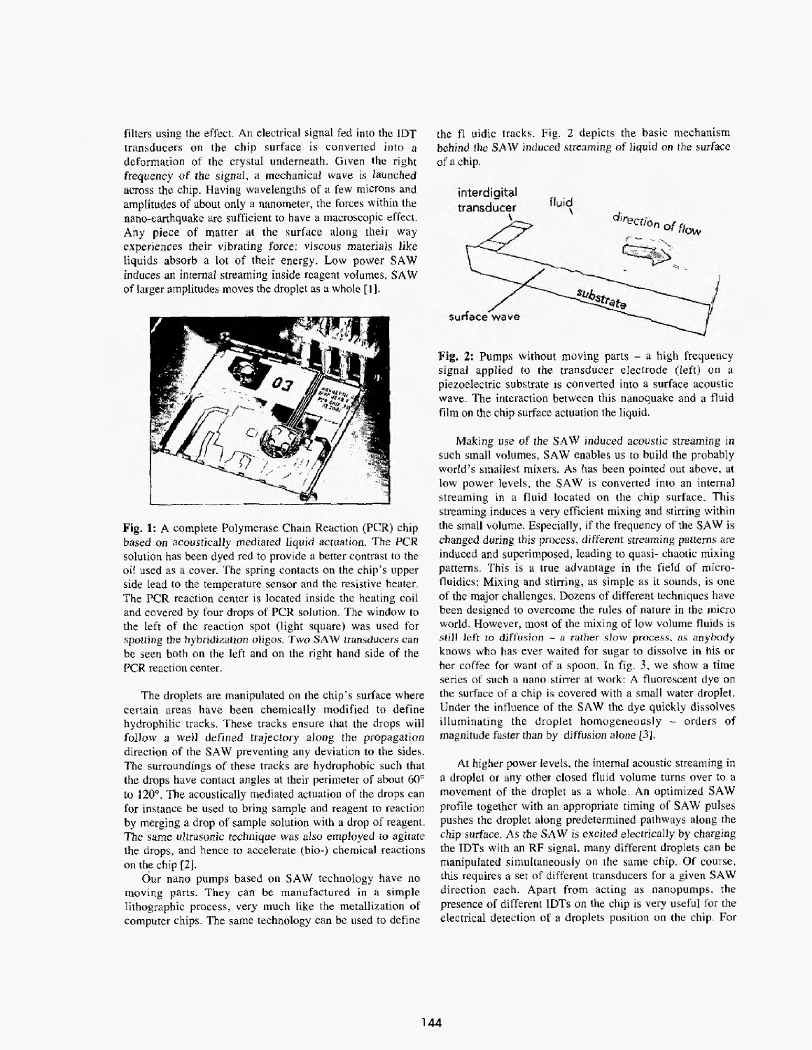filters using the effect. An electrical signal fed into the IDT transducers on the chip surface is converted into a deformation of the crystal underneath. Given the right frequency of the signal, a mechanical wave is launched across the chip. Having wavelengths of a few microns and amplitudes of about only a nanometer, the forces within the nano-earthquake are sufficient to have a macroscopic effect. Any piece of matter at the surface along their way experiences their vibrating force: viscous materials like liquids absorb a lot of their energy. Low power SAW induces an internal streaming inside reagent volumes, SAW of larger amplitudes moves the droplet as a whole [1].

**Fig. 1:** A complete Polymerase Chain Reaction (PCR) chip based on acoustically mediated liquid actuation. The PCR solution has been dyed red to provide a better contrast to the oil used as a cover. The spring contacts on the chip's upper side lead to the temperature sensor and the resistive heater. The PCR reaction center is located inside the heating coil and covered by four drops of PCR solution. The window to the left of the reaction spot (light square) was used for spotting the hybridization oligos. Two SAW transducers can be seen both on the left and on the right hand side of the PCR reaction center.

The droplets are manipulated on the chip's surface where certain areas have been chemically modified to define hydrophilic tracks. These tracks ensure that the drops will follow a well defined trajectory along the propagation direction of the SAW preventing any deviation to the sides. The surroundings of these tracks are hydrophobic such that the drops have contact angles at their perimeter of about 60° to 120°. The acoustically mediated actuation of the drops can for instance be used to bring sample and reagent to reaction by merging a drop of sample solution with a drop of reagent. The same ultrasonic technique was also employed to agitate the drops, and hence to accelerate (bio-) chemical reactions on the chip [2].

Our nano pumps based on SAW technology have no moving parts. They can be manufactured in a simple lithographic process, very much like the metallization of computer chips. The same technology can be used to define the fl uidic tracks. Fig. 2 depicts the basic mechanism behind the SAW induced streaming of liquid on the surface of a chip.

**Fig. 2:** Pumps without moving parts – a high frequency signal applied to the transducer electrode (left) on a piezoelectric substrate is converted into a surface acoustic wave. The interaction between this nanoquake and a fluid film on the chip surface actuation the liquid.

Making use of the SAW induced acoustic streaming in such small volumes, SAW enables us to build the probably world's smallest mixers. As has been pointed out above, at low power levels, the SAW is converted into an internal streaming in a fluid located on the chip surface. This streaming induces a very efficient mixing and stirring within the small volume. Especially, if the frequency of the SAW is changed during this process, different streaming patterns are induced and superimposed, leading to quasi- chaotic mixing patterns. This is a true advantage in the field of micro-fluidics: Mixing and stirring, as simple as it sounds, is one of the major challenges. Dozens of different techniques have been designed to overcome the rules of nature in the micro world. However, most of the mixing of low volume fluids is still left to diffusion – a rather slow process, as anybody knows who has ever waited for sugar to dissolve in his or her coffee for want of a spoon. In fig. 3, we show a time series of such a nano stirrer at work: A fluorescent dye on the surface of a chip is covered with a small water droplet. Under the influence of the SAW the dye quickly dissolves illuminating the droplet homogeneously – orders of magnitude faster than by diffusion alone [3].

At higher power levels, the internal acoustic streaming in a droplet or any other closed fluid volume turns over to a movement of the droplet as a whole. An optimized SAW profile together with an appropriate timing of SAW pulses pushes the droplet along predetermined pathways along the chip surface. As the SAW is excited electrically by charging the IDTs with an RF signal, many different droplets can be manipulated simultaneously on the same chip. Of course, this requires a set of different transducers for a given SAW direction each. Apart from acting as nanopumps, the presence of different IDTs on the chip is very useful for the electrical detection of a droplets position on the chip. For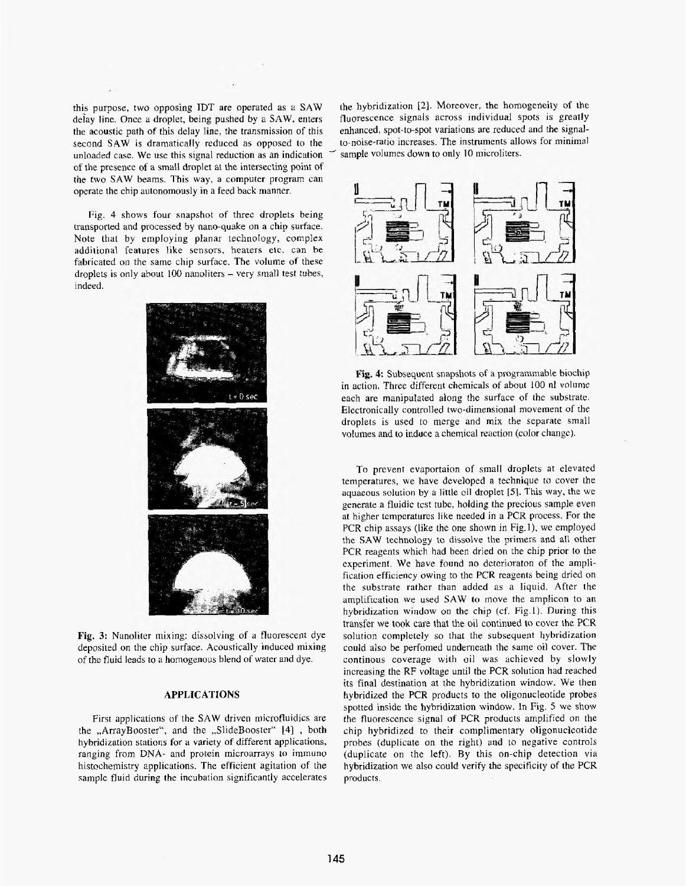this purpose, two opposing IDT are operated as a SAW delay line. Once a droplet, being pushed by a SAW, enters the acoustic path of this delay line, the transmission of this second SAW is dramatically reduced as opposed to the unloaded case. We use this signal reduction as an indication of the presence of a small droplet at the intersecting point of the two SAW beams. This way, a computer program can operate the chip autonomously in a feed back manner.

Fig. 4 shows four snapshot of three droplets being transported and processed by nano-quake on a chip surface. Note that by employing planar technology, complex additional features like sensors, heaters etc. can be fabricated on the same chip surface. The volume of these droplets is only about 100 nanoliters – very small test tubes, indeed.

**Fig. 3:** Nanoliter mixing: dissolving of a fluorescent dye deposited on the chip surface. Acoustically induced mixing of the fluid leads to a homogenous blend of water and dye.

## APPLICATIONS

First applications of the SAW driven microfluidics are the „ArrayBooster", and the „SlideBooster" [4] , both hybridization stations for a variety of different applications, ranging from DNA- and protein microarrays to immuno histochemistry applications. The efficient agitation of the sample fluid during the incubation significantly accelerates the hybridization [2]. Moreover, the homogeneity of the fluorescence signals across individual spots is greatly enhanced, spot-to-spot variations are reduced and the signal-to-noise-ratio increases. The instruments allows for minimal sample volumes down to only 10 microliters.

**Fig. 4:** Subsequent snapshots of a programmable biochip in action. Three different chemicals of about 100 nl volume each are manipulated along the surface of the substrate. Electronically controlled two-dimensional movement of the droplets is used to merge and mix the separate small volumes and to induce a chemical reaction (color change).

To prevent evaportaion of small droplets at elevated temperatures, we have developed a technique to cover the aqueous solution by a little oil droplet [5]. This way, the we generate a fluidic test tube, holding the precious sample even at higher temperatures like needed in a PCR process. For the PCR chip assays (like the one shown in Fig.1), we employed the SAW technology to dissolve the primers and all other PCR reagents which had been dried on the chip prior to the experiment. We have found no deterioraton of the amplification efficiency owing to the PCR reagents being dried on the substrate rather than added as a liquid. After the amplification we used SAW to move the amplicon to an hybridization window on the chip (cf. Fig.1). During this transfer we took care that the oil continued to cover the PCR solution completely so that the subsequent hybridization could also be perfomed underneath the same oil cover. The continous coverage with oil was achieved by slowly increasing the RF voltage until the PCR solution had reached its final destination at the hybridization window. We then hybridized the PCR products to the oligonucleotide probes spotted inside the hybridization window. In Fig. 5 we show the fluorescence signal of PCR products amplified on the chip hybridized to their complimentary oligonucleotide probes (duplicate on the right) and to negative controls (duplicate on the left). By this on-chip detection via hybridization we also could verify the specificity of the PCR products.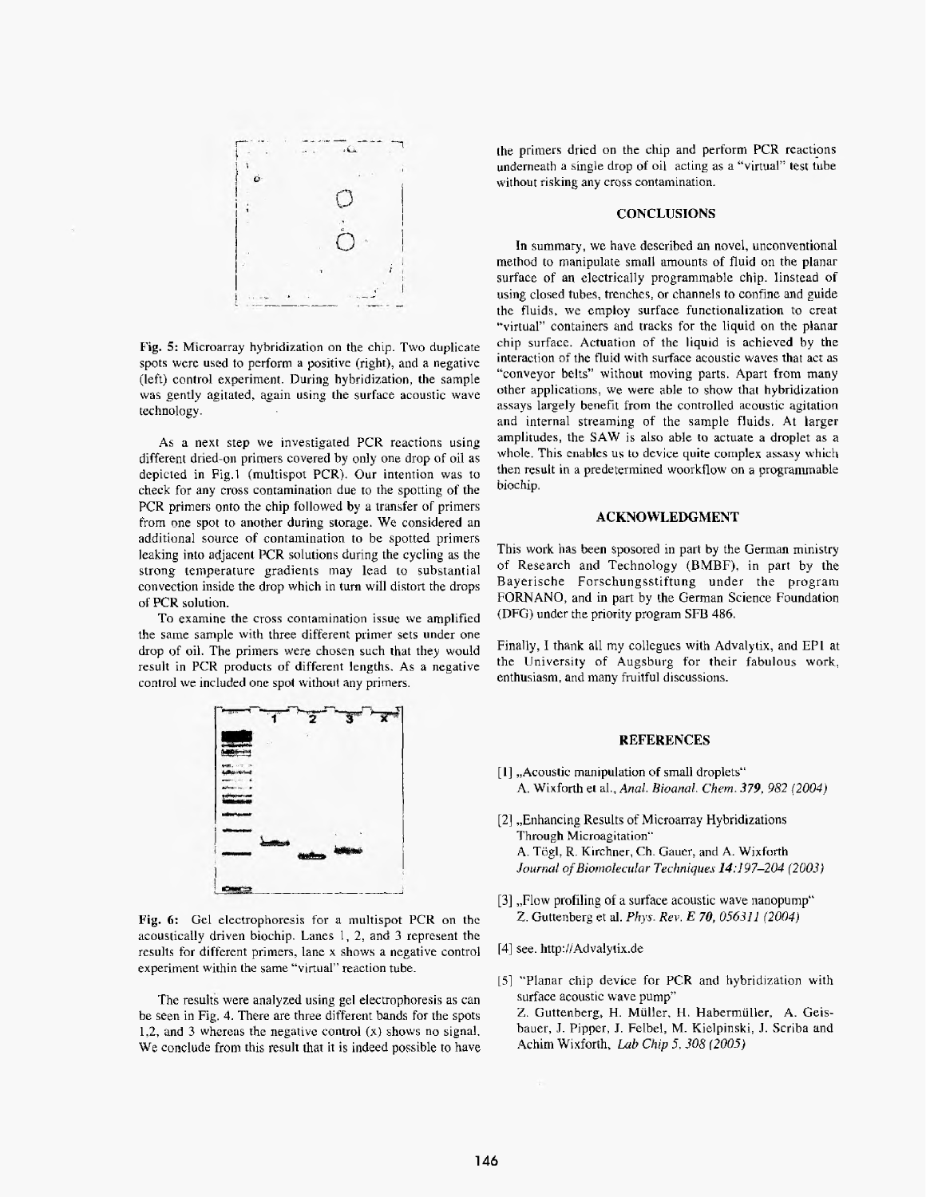Fig. 5: Microarray hybridization on the chip. Two duplicate spots were used to perform a positive (right), and a negative (left) control experiment. During hybridization, the sample was gently agitated, again using the surface acoustic wave technology.

As a next step we investigated PCR reactions using different dried-on primers covered by only one drop of oil as depicted in Fig.1 (multispot PCR). Our intention was to check for any cross contamination due to the spotting of the PCR primers onto the chip followed by a transfer of primers from one spot to another during storage. We considered an additional source of contamination to be spotted primers leaking into adjacent PCR solutions during the cycling as the strong temperature gradients may lead to substantial convection inside the drop which in turn will distort the drops of PCR solution.

To examine the cross contamination issue we amplified the same sample with three different primer sets under one drop of oil. The primers were chosen such that they would result in PCR products of different lengths. As a negative control we included one spot without any primers.

1 2 3 x

Fig. 6: Gel electrophoresis for a multispot PCR on the acoustically driven biochip. Lanes 1, 2, and 3 represent the results for different primers, lane x shows a negative control experiment within the same "virtual" reaction tube.

The results were analyzed using gel electrophoresis as can be seen in Fig. 4. There are three different bands for the spots 1,2, and 3 whereas the negative control (x) shows no signal. We conclude from this result that it is indeed possible to have the primers dried on the chip and perform PCR reactions underneath a single drop of oil acting as a "virtual" test tube without risking any cross contamination.

## CONCLUSIONS

In summary, we have described an novel, unconventional method to manipulate small amounts of fluid on the planar surface of an electrically programmable chip. Iinstead of using closed tubes, trenches, or channels to confine and guide the fluids, we employ surface functionalization to creat "virtual" containers and tracks for the liquid on the planar chip surface. Actuation of the liquid is achieved by the interaction of the fluid with surface acoustic waves that act as "conveyor belts" without moving parts. Apart from many other applications, we were able to show that hybridization assays largely benefit from the controlled acoustic agitation and internal streaming of the sample fluids. At larger amplitudes, the SAW is also able to actuate a droplet as a whole. This enables us to device quite complex assasy which then result in a predetermined woorkflow on a programmable biochip.

## ACKNOWLEDGMENT

This work has been sposored in part by the German ministry of Research and Technology (BMBF), in part by the Bayerische Forschungsstiftung under the program FORNANO, and in part by the German Science Foundation (DFG) under the priority program SFB 486.

Finally, I thank all my collegues with Advalytix, and EPI at the University of Augsburg for their fabulous work, enthusiasm, and many fruitful discussions.

## REFERENCES

[1] „Acoustic manipulation of small droplets"
A. Wixforth et al., *Anal. Bioanal. Chem.* ***379**, 982 (2004)*

[2] „Enhancing Results of Microarray Hybridizations Through Microagitation"
A. Tögl, R. Kirchner, Ch. Gauer, and A. Wixforth
*Journal of Biomolecular Techniques* ***14**:197–204 (2003)*

[3] „Flow profiling of a surface acoustic wave nanopump"
Z. Guttenberg et al. *Phys. Rev.* ***E 70**, 056311 (2004)*

[4] see. http://Advalytix.de

[5] "Planar chip device for PCR and hybridization with surface acoustic wave pump"
Z. Guttenberg, H. Müller, H. Habermüller, A. Geisbauer, J. Pipper, J. Felbel, M. Kielpinski, J. Scriba and Achim Wixforth, *Lab Chip 5, 308 (2005)*